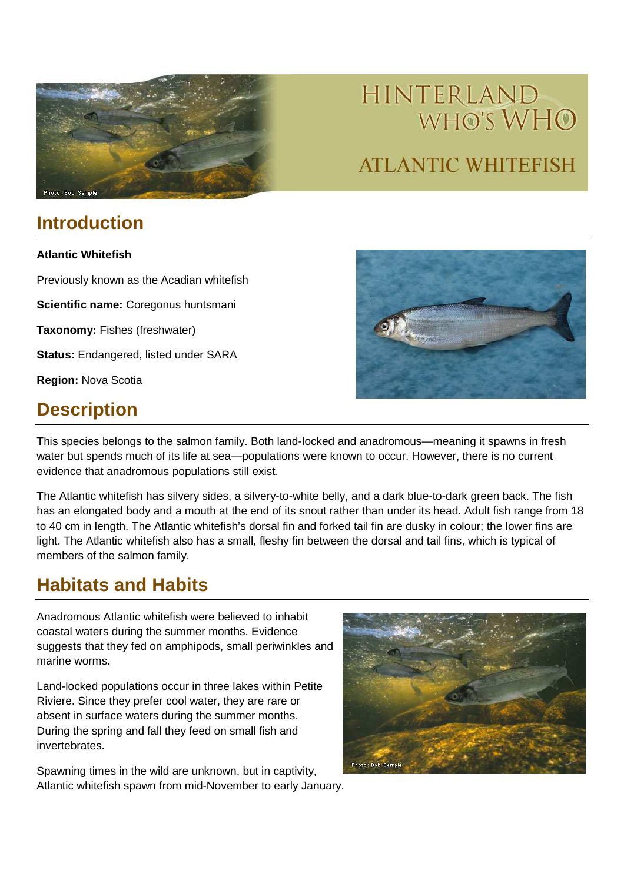# HINTERLAND WHO'S WHO

# ATLANTIC WHITEFISH

## Introduction

**Atlantic Whitefish**

Previously known as the Acadian whitefish

**Scientific name:** Coregonus huntsmani

**Taxonomy:** Fishes (freshwater)

**Status:** Endangered, listed under SARA

**Region:** Nova Scotia

## Description

This species belongs to the salmon family. Both land-locked and anadromous—meaning it spawns in fresh water but spends much of its life at sea—populations were known to occur. However, there is no current evidence that anadromous populations still exist.

The Atlantic whitefish has silvery sides, a silvery-to-white belly, and a dark blue-to-dark green back. The fish has an elongated body and a mouth at the end of its snout rather than under its head. Adult fish range from 18 to 40 cm in length. The Atlantic whitefish's dorsal fin and forked tail fin are dusky in colour; the lower fins are light. The Atlantic whitefish also has a small, fleshy fin between the dorsal and tail fins, which is typical of members of the salmon family.

## Habitats and Habits

Anadromous Atlantic whitefish were believed to inhabit coastal waters during the summer months. Evidence suggests that they fed on amphipods, small periwinkles and marine worms.

Land-locked populations occur in three lakes within Petite Riviere. Since they prefer cool water, they are rare or absent in surface waters during the summer months. During the spring and fall they feed on small fish and invertebrates.

Spawning times in the wild are unknown, but in captivity, Atlantic whitefish spawn from mid-November to early January.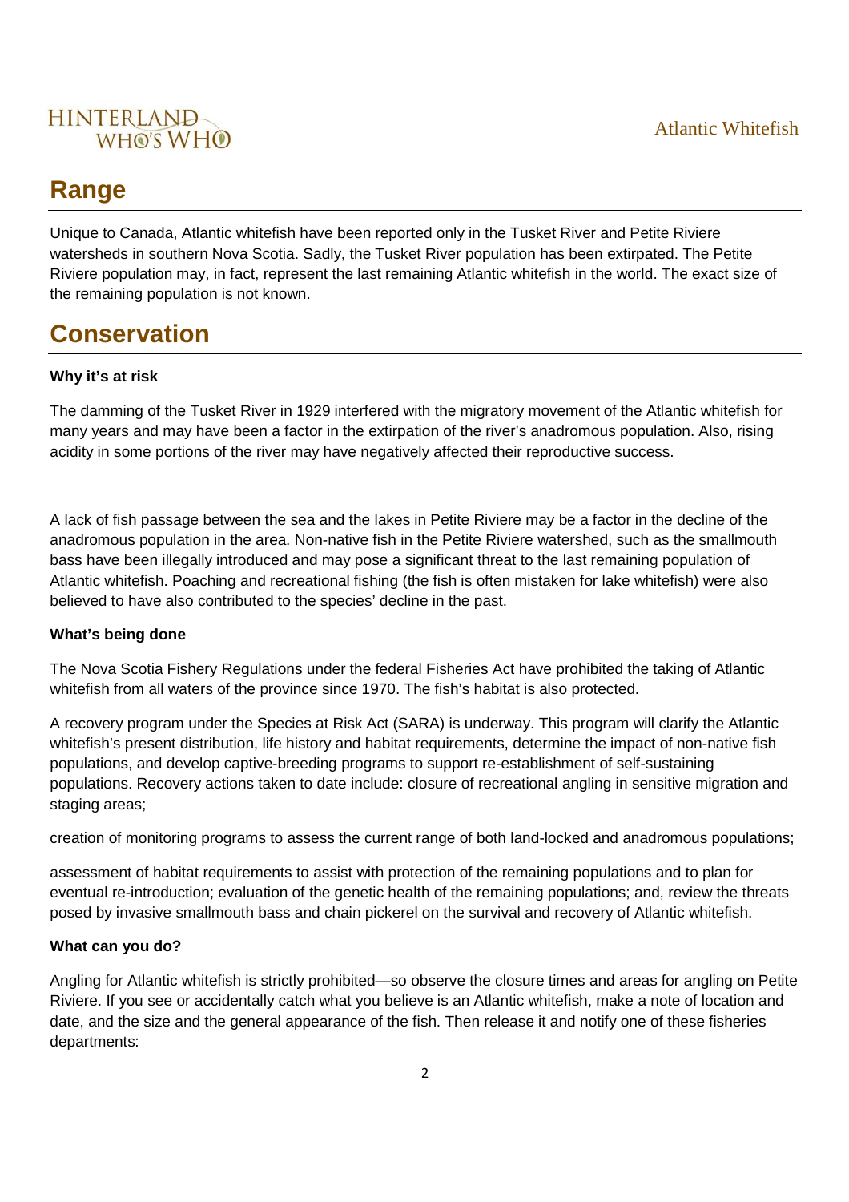## Range

Unique to Canada, Atlantic whitefish have been reported only in the Tusket River and Petite Riviere watersheds in southern Nova Scotia. Sadly, the Tusket River population has been extirpated. The Petite Riviere population may, in fact, represent the last remaining Atlantic whitefish in the world. The exact size of the remaining population is not known.

## Conservation

**Why it's at risk**

The damming of the Tusket River in 1929 interfered with the migratory movement of the Atlantic whitefish for many years and may have been a factor in the extirpation of the river's anadromous population. Also, rising acidity in some portions of the river may have negatively affected their reproductive success.

A lack of fish passage between the sea and the lakes in Petite Riviere may be a factor in the decline of the anadromous population in the area. Non-native fish in the Petite Riviere watershed, such as the smallmouth bass have been illegally introduced and may pose a significant threat to the last remaining population of Atlantic whitefish. Poaching and recreational fishing (the fish is often mistaken for lake whitefish) were also believed to have also contributed to the species' decline in the past.

**What's being done**

The Nova Scotia Fishery Regulations under the federal Fisheries Act have prohibited the taking of Atlantic whitefish from all waters of the province since 1970. The fish's habitat is also protected.

A recovery program under the Species at Risk Act (SARA) is underway. This program will clarify the Atlantic whitefish's present distribution, life history and habitat requirements, determine the impact of non-native fish populations, and develop captive-breeding programs to support re-establishment of self-sustaining populations. Recovery actions taken to date include: closure of recreational angling in sensitive migration and staging areas;

creation of monitoring programs to assess the current range of both land-locked and anadromous populations;

assessment of habitat requirements to assist with protection of the remaining populations and to plan for eventual re-introduction; evaluation of the genetic health of the remaining populations; and, review the threats posed by invasive smallmouth bass and chain pickerel on the survival and recovery of Atlantic whitefish.

**What can you do?**

Angling for Atlantic whitefish is strictly prohibited—so observe the closure times and areas for angling on Petite Riviere. If you see or accidentally catch what you believe is an Atlantic whitefish, make a note of location and date, and the size and the general appearance of the fish. Then release it and notify one of these fisheries departments: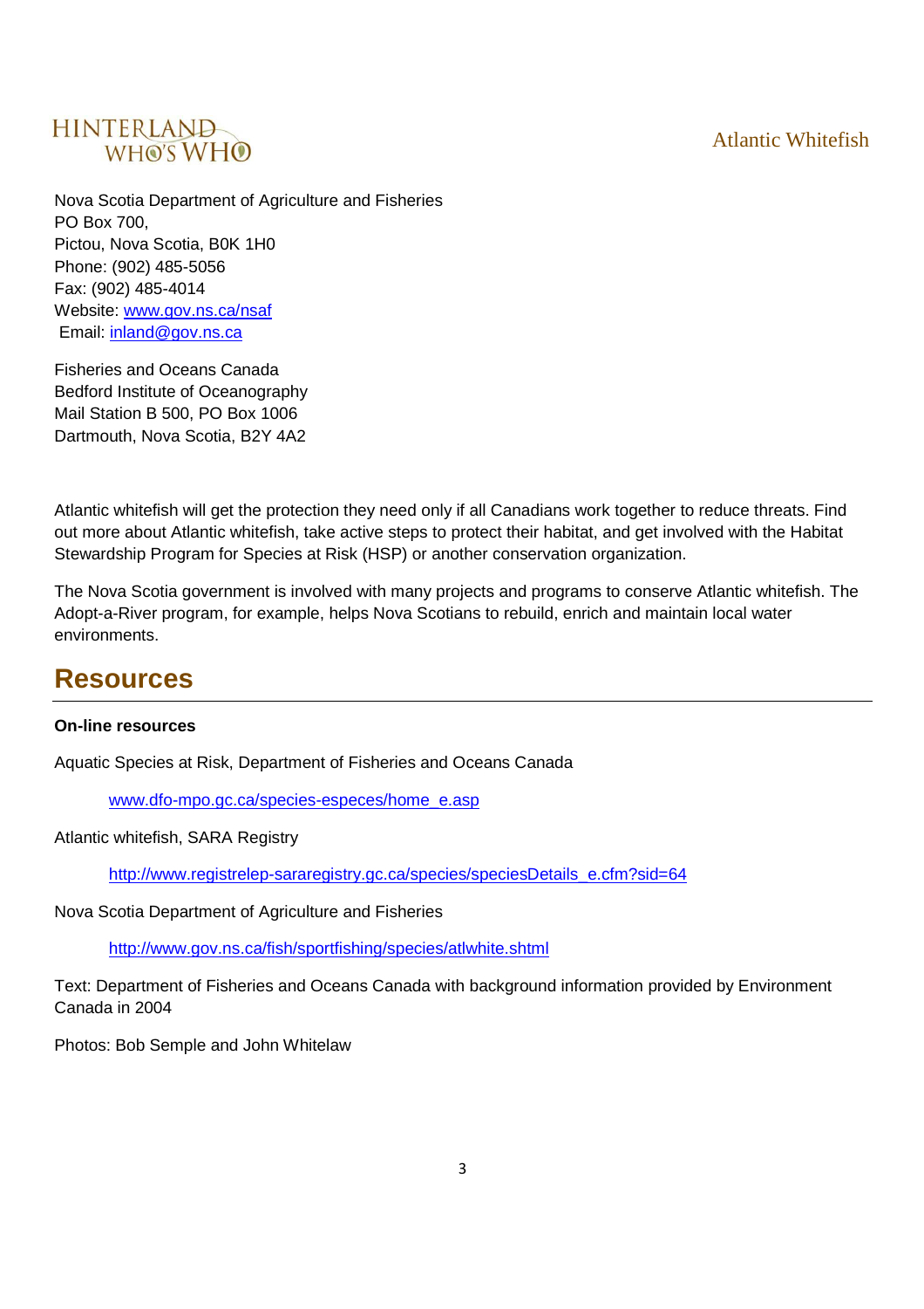Nova Scotia Department of Agriculture and Fisheries
PO Box 700,
Pictou, Nova Scotia, B0K 1H0
Phone: (902) 485-5056
Fax: (902) 485-4014
Website: www.gov.ns.ca/nsaf
Email: inland@gov.ns.ca

Fisheries and Oceans Canada
Bedford Institute of Oceanography
Mail Station B 500, PO Box 1006
Dartmouth, Nova Scotia, B2Y 4A2

Atlantic whitefish will get the protection they need only if all Canadians work together to reduce threats. Find out more about Atlantic whitefish, take active steps to protect their habitat, and get involved with the Habitat Stewardship Program for Species at Risk (HSP) or another conservation organization.

The Nova Scotia government is involved with many projects and programs to conserve Atlantic whitefish. The Adopt-a-River program, for example, helps Nova Scotians to rebuild, enrich and maintain local water environments.

## Resources

**On-line resources**

Aquatic Species at Risk, Department of Fisheries and Oceans Canada

www.dfo-mpo.gc.ca/species-especes/home_e.asp

Atlantic whitefish, SARA Registry

http://www.registrelep-sararegistry.gc.ca/species/speciesDetails_e.cfm?sid=64

Nova Scotia Department of Agriculture and Fisheries

http://www.gov.ns.ca/fish/sportfishing/species/atlwhite.shtml

Text: Department of Fisheries and Oceans Canada with background information provided by Environment Canada in 2004

Photos: Bob Semple and John Whitelaw